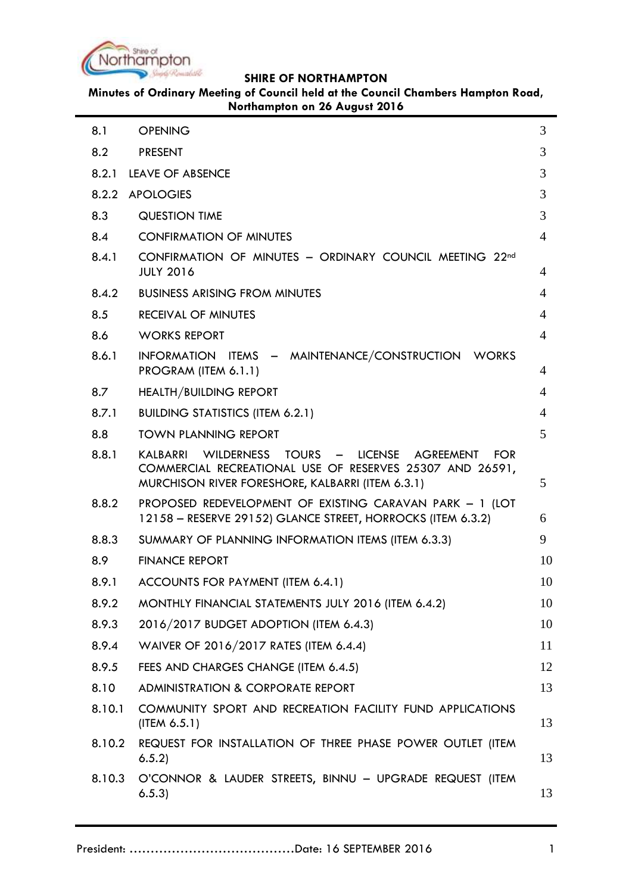**SHIRE OF NORTHAMPTON**

**Minutes of Ordinary Meeting of Council held at the Council Chambers Hampton Road, Northampton on 26 August 2016**

| | | |
|---|---|---|
| 8.1 | OPENING | 3 |
| 8.2 | PRESENT | 3 |
| 8.2.1 | LEAVE OF ABSENCE | 3 |
| 8.2.2 | APOLOGIES | 3 |
| 8.3 | QUESTION TIME | 3 |
| 8.4 | CONFIRMATION OF MINUTES | 4 |
| 8.4.1 | CONFIRMATION OF MINUTES – ORDINARY COUNCIL MEETING 22nd JULY 2016 | 4 |
| 8.4.2 | BUSINESS ARISING FROM MINUTES | 4 |
| 8.5 | RECEIVAL OF MINUTES | 4 |
| 8.6 | WORKS REPORT | 4 |
| 8.6.1 | INFORMATION ITEMS – MAINTENANCE/CONSTRUCTION WORKS PROGRAM (ITEM 6.1.1) | 4 |
| 8.7 | HEALTH/BUILDING REPORT | 4 |
| 8.7.1 | BUILDING STATISTICS (ITEM 6.2.1) | 4 |
| 8.8 | TOWN PLANNING REPORT | 5 |
| 8.8.1 | KALBARRI WILDERNESS TOURS – LICENSE AGREEMENT FOR COMMERCIAL RECREATIONAL USE OF RESERVES 25307 AND 26591, MURCHISON RIVER FORESHORE, KALBARRI (ITEM 6.3.1) | 5 |
| 8.8.2 | PROPOSED REDEVELOPMENT OF EXISTING CARAVAN PARK – 1 (LOT 12158 – RESERVE 29152) GLANCE STREET, HORROCKS (ITEM 6.3.2) | 6 |
| 8.8.3 | SUMMARY OF PLANNING INFORMATION ITEMS (ITEM 6.3.3) | 9 |
| 8.9 | FINANCE REPORT | 10 |
| 8.9.1 | ACCOUNTS FOR PAYMENT (ITEM 6.4.1) | 10 |
| 8.9.2 | MONTHLY FINANCIAL STATEMENTS JULY 2016 (ITEM 6.4.2) | 10 |
| 8.9.3 | 2016/2017 BUDGET ADOPTION (ITEM 6.4.3) | 10 |
| 8.9.4 | WAIVER OF 2016/2017 RATES (ITEM 6.4.4) | 11 |
| 8.9.5 | FEES AND CHARGES CHANGE (ITEM 6.4.5) | 12 |
| 8.10 | ADMINISTRATION & CORPORATE REPORT | 13 |
| 8.10.1 | COMMUNITY SPORT AND RECREATION FACILITY FUND APPLICATIONS (ITEM 6.5.1) | 13 |
| 8.10.2 | REQUEST FOR INSTALLATION OF THREE PHASE POWER OUTLET (ITEM 6.5.2) | 13 |
| 8.10.3 | O'CONNOR & LAUDER STREETS, BINNU – UPGRADE REQUEST (ITEM 6.5.3) | 13 |

President: ......................................Date: 16 SEPTEMBER 2016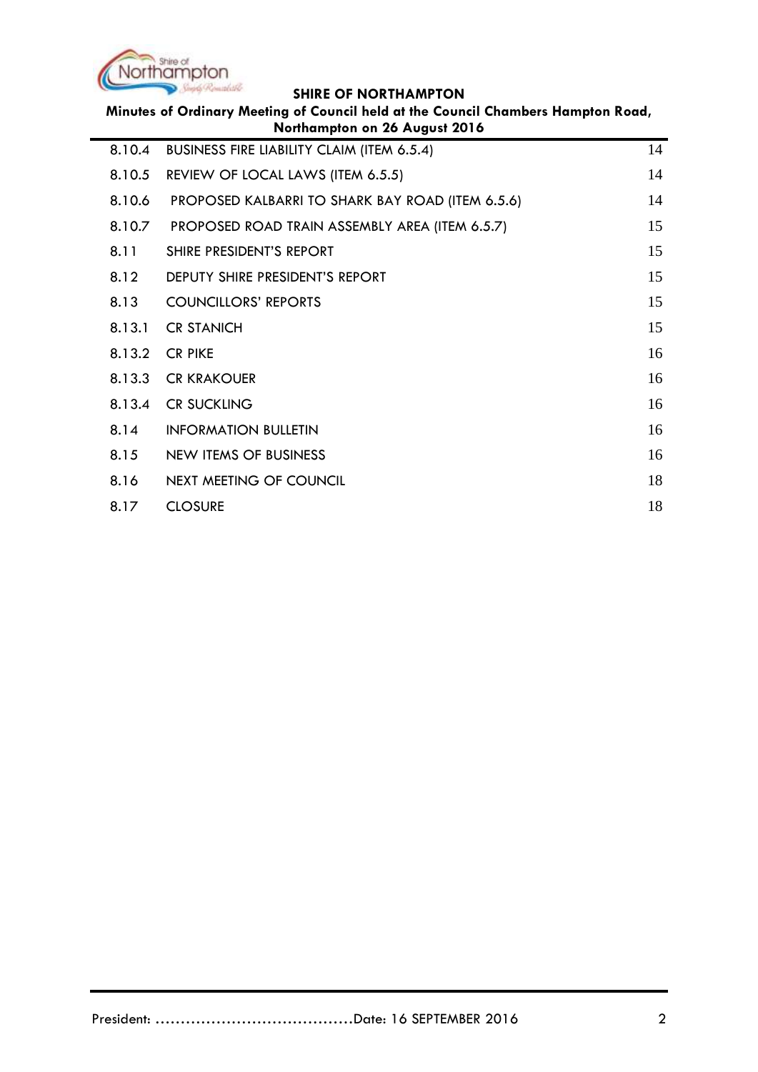| | | |
|---|---|---|
| 8.10.4 | BUSINESS FIRE LIABILITY CLAIM (ITEM 6.5.4) | 14 |
| 8.10.5 | REVIEW OF LOCAL LAWS (ITEM 6.5.5) | 14 |
| 8.10.6 | PROPOSED KALBARRI TO SHARK BAY ROAD (ITEM 6.5.6) | 14 |
| 8.10.7 | PROPOSED ROAD TRAIN ASSEMBLY AREA (ITEM 6.5.7) | 15 |
| 8.11 | SHIRE PRESIDENT'S REPORT | 15 |
| 8.12 | DEPUTY SHIRE PRESIDENT'S REPORT | 15 |
| 8.13 | COUNCILLORS' REPORTS | 15 |
| 8.13.1 | CR STANICH | 15 |
| 8.13.2 | CR PIKE | 16 |
| 8.13.3 | CR KRAKOUER | 16 |
| 8.13.4 | CR SUCKLING | 16 |
| 8.14 | INFORMATION BULLETIN | 16 |
| 8.15 | NEW ITEMS OF BUSINESS | 16 |
| 8.16 | NEXT MEETING OF COUNCIL | 18 |
| 8.17 | CLOSURE | 18 |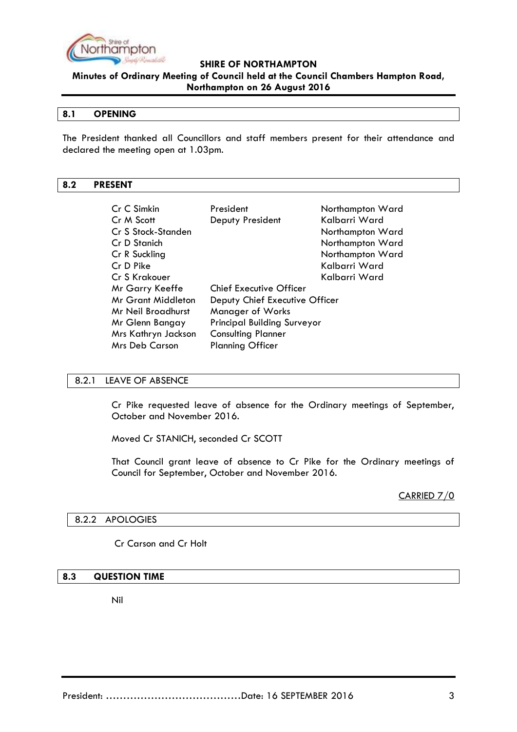## 8.1 OPENING

The President thanked all Councillors and staff members present for their attendance and declared the meeting open at 1.03pm.

## 8.2 PRESENT

| | | |
|---|---|---|
| Cr C Simkin | President | Northampton Ward |
| Cr M Scott | Deputy President | Kalbarri Ward |
| Cr S Stock-Standen | | Northampton Ward |
| Cr D Stanich | | Northampton Ward |
| Cr R Suckling | | Northampton Ward |
| Cr D Pike | | Kalbarri Ward |
| Cr S Krakouer | | Kalbarri Ward |
| Mr Garry Keeffe | Chief Executive Officer | |
| Mr Grant Middleton | Deputy Chief Executive Officer | |
| Mr Neil Broadhurst | Manager of Works | |
| Mr Glenn Bangay | Principal Building Surveyor | |
| Mrs Kathryn Jackson | Consulting Planner | |
| Mrs Deb Carson | Planning Officer | |

### 8.2.1 LEAVE OF ABSENCE

Cr Pike requested leave of absence for the Ordinary meetings of September, October and November 2016.

Moved Cr STANICH, seconded Cr SCOTT

That Council grant leave of absence to Cr Pike for the Ordinary meetings of Council for September, October and November 2016.

CARRIED 7/0

### 8.2.2 APOLOGIES

Cr Carson and Cr Holt

## 8.3 QUESTION TIME

Nil

President: ......................................Date: 16 SEPTEMBER 2016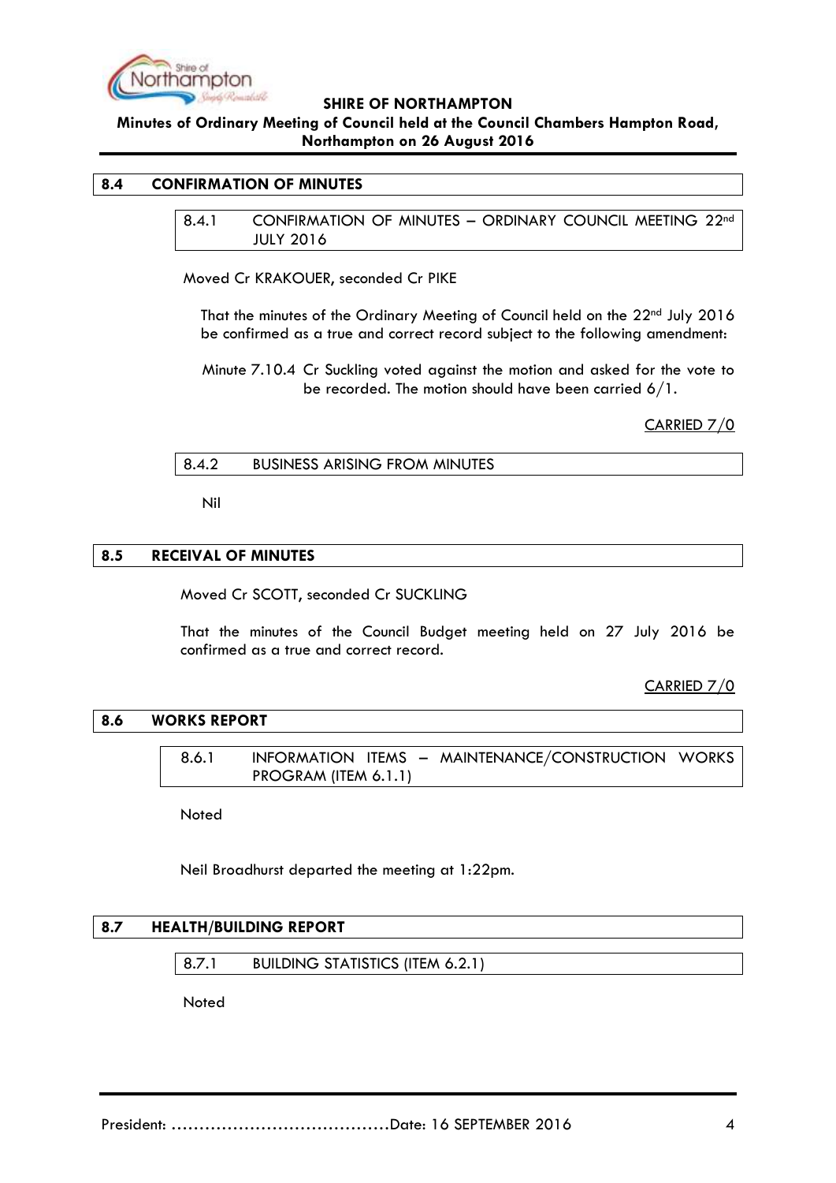## 8.4 CONFIRMATION OF MINUTES

### 8.4.1 CONFIRMATION OF MINUTES – ORDINARY COUNCIL MEETING 22nd JULY 2016

Moved Cr KRAKOUER, seconded Cr PIKE

That the minutes of the Ordinary Meeting of Council held on the 22nd July 2016 be confirmed as a true and correct record subject to the following amendment:

Minute 7.10.4 Cr Suckling voted against the motion and asked for the vote to be recorded. The motion should have been carried 6/1.

CARRIED 7/0

### 8.4.2 BUSINESS ARISING FROM MINUTES

Nil

## 8.5 RECEIVAL OF MINUTES

Moved Cr SCOTT, seconded Cr SUCKLING

That the minutes of the Council Budget meeting held on 27 July 2016 be confirmed as a true and correct record.

CARRIED 7/0

## 8.6 WORKS REPORT

### 8.6.1 INFORMATION ITEMS – MAINTENANCE/CONSTRUCTION WORKS PROGRAM (ITEM 6.1.1)

Noted

Neil Broadhurst departed the meeting at 1:22pm.

## 8.7 HEALTH/BUILDING REPORT

### 8.7.1 BUILDING STATISTICS (ITEM 6.2.1)

Noted

President: ……………………………………Date: 16 SEPTEMBER 2016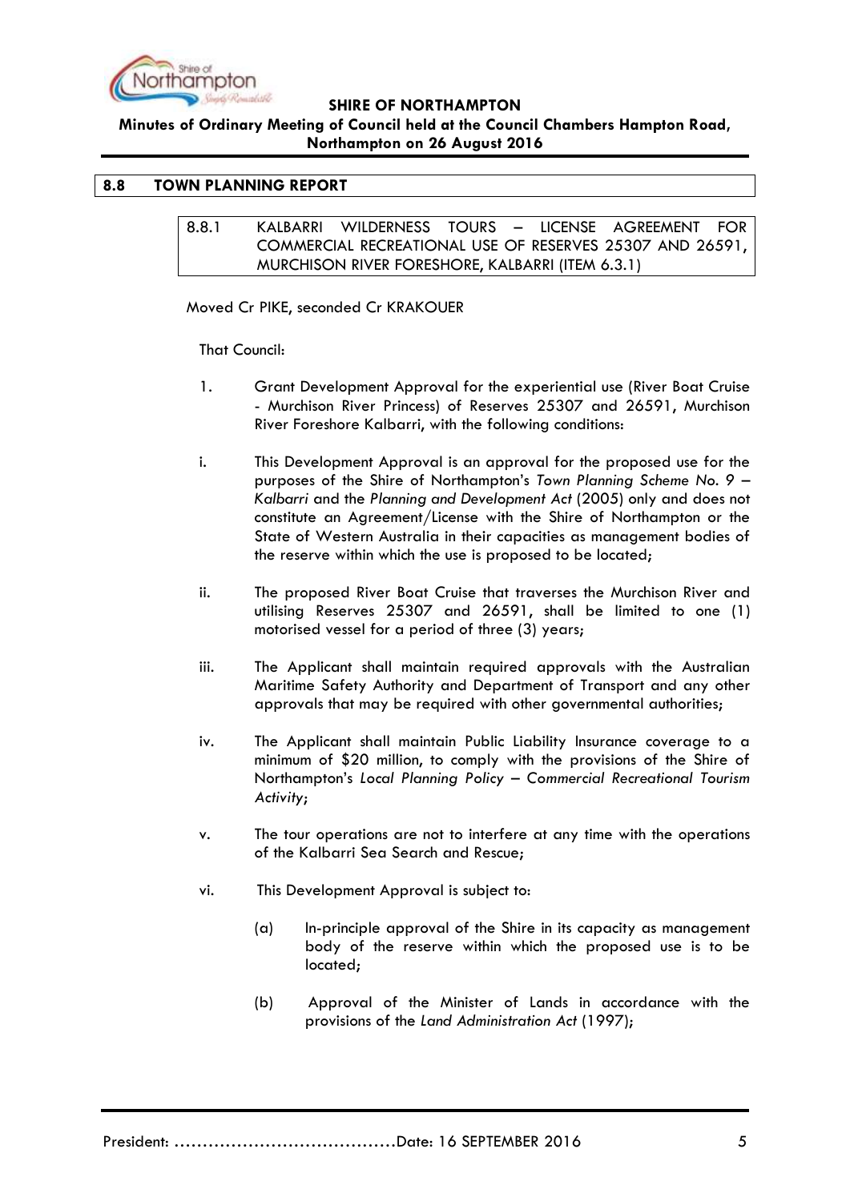## 8.8 TOWN PLANNING REPORT

### 8.8.1 KALBARRI WILDERNESS TOURS – LICENSE AGREEMENT FOR COMMERCIAL RECREATIONAL USE OF RESERVES 25307 AND 26591, MURCHISON RIVER FORESHORE, KALBARRI (ITEM 6.3.1)

Moved Cr PIKE, seconded Cr KRAKOUER

That Council:

1. Grant Development Approval for the experiential use (River Boat Cruise - Murchison River Princess) of Reserves 25307 and 26591, Murchison River Foreshore Kalbarri, with the following conditions:

i. This Development Approval is an approval for the proposed use for the purposes of the Shire of Northampton's *Town Planning Scheme No. 9 – Kalbarri* and the *Planning and Development Act* (2005) only and does not constitute an Agreement/License with the Shire of Northampton or the State of Western Australia in their capacities as management bodies of the reserve within which the use is proposed to be located;

ii. The proposed River Boat Cruise that traverses the Murchison River and utilising Reserves 25307 and 26591, shall be limited to one (1) motorised vessel for a period of three (3) years;

iii. The Applicant shall maintain required approvals with the Australian Maritime Safety Authority and Department of Transport and any other approvals that may be required with other governmental authorities;

iv. The Applicant shall maintain Public Liability Insurance coverage to a minimum of $20 million, to comply with the provisions of the Shire of Northampton's *Local Planning Policy – Commercial Recreational Tourism Activity*;

v. The tour operations are not to interfere at any time with the operations of the Kalbarri Sea Search and Rescue;

vi. This Development Approval is subject to:

(a) In-principle approval of the Shire in its capacity as management body of the reserve within which the proposed use is to be located;

(b) Approval of the Minister of Lands in accordance with the provisions of the *Land Administration Act* (1997);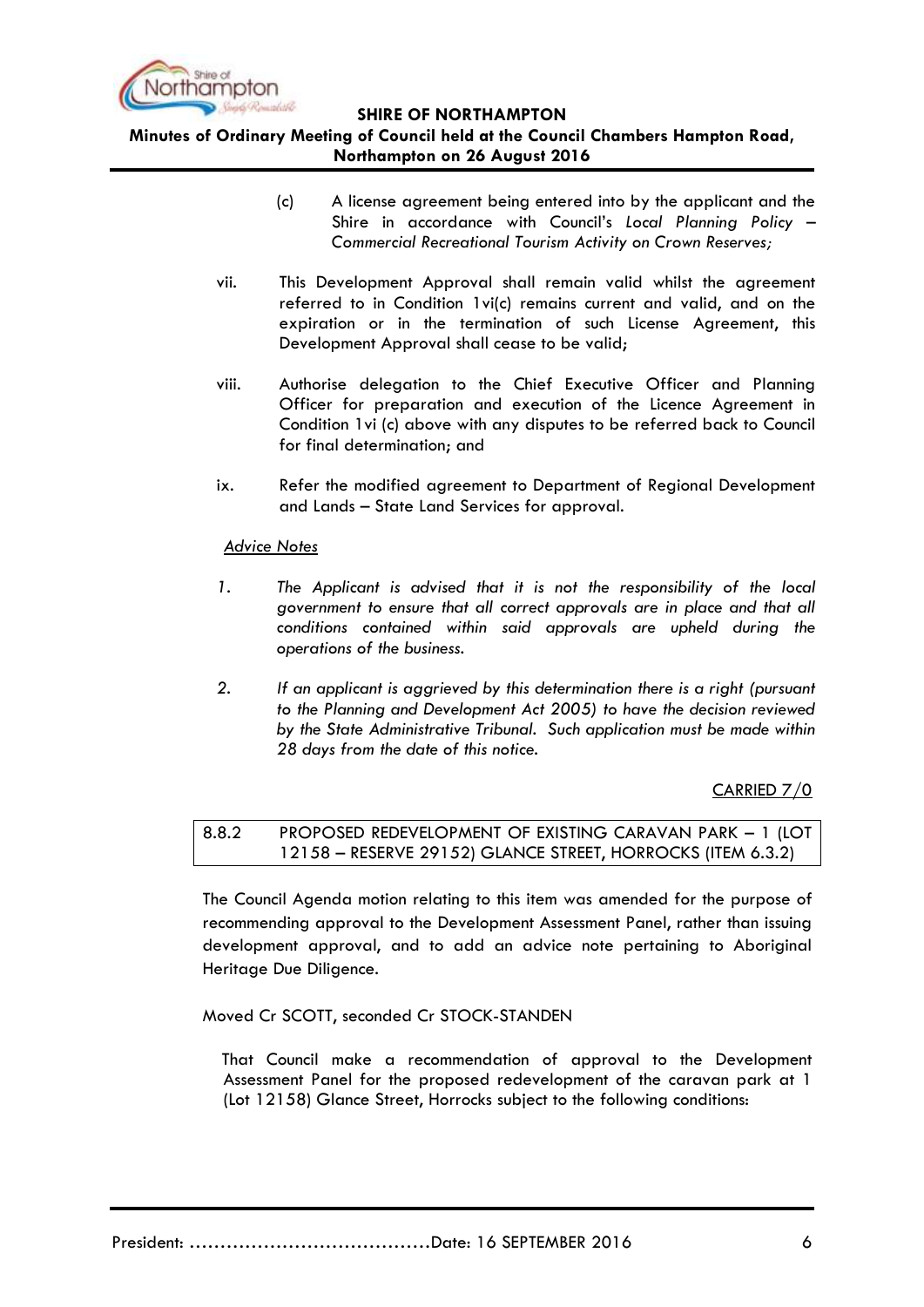(c) A license agreement being entered into by the applicant and the Shire in accordance with Council's *Local Planning Policy – Commercial Recreational Tourism Activity on Crown Reserves;*

vii. This Development Approval shall remain valid whilst the agreement referred to in Condition 1vi(c) remains current and valid, and on the expiration or in the termination of such License Agreement, this Development Approval shall cease to be valid;

viii. Authorise delegation to the Chief Executive Officer and Planning Officer for preparation and execution of the Licence Agreement in Condition 1vi (c) above with any disputes to be referred back to Council for final determination; and

ix. Refer the modified agreement to Department of Regional Development and Lands – State Land Services for approval.

<u>*Advice Notes*</u>

*1. The Applicant is advised that it is not the responsibility of the local government to ensure that all correct approvals are in place and that all conditions contained within said approvals are upheld during the operations of the business.*

*2. If an applicant is aggrieved by this determination there is a right (pursuant to the Planning and Development Act 2005) to have the decision reviewed by the State Administrative Tribunal. Such application must be made within 28 days from the date of this notice.*

<u>CARRIED 7/0</u>

### 8.8.2 PROPOSED REDEVELOPMENT OF EXISTING CARAVAN PARK – 1 (LOT 12158 – RESERVE 29152) GLANCE STREET, HORROCKS (ITEM 6.3.2)

The Council Agenda motion relating to this item was amended for the purpose of recommending approval to the Development Assessment Panel, rather than issuing development approval, and to add an advice note pertaining to Aboriginal Heritage Due Diligence.

Moved Cr SCOTT, seconded Cr STOCK-STANDEN

That Council make a recommendation of approval to the Development Assessment Panel for the proposed redevelopment of the caravan park at 1 (Lot 12158) Glance Street, Horrocks subject to the following conditions: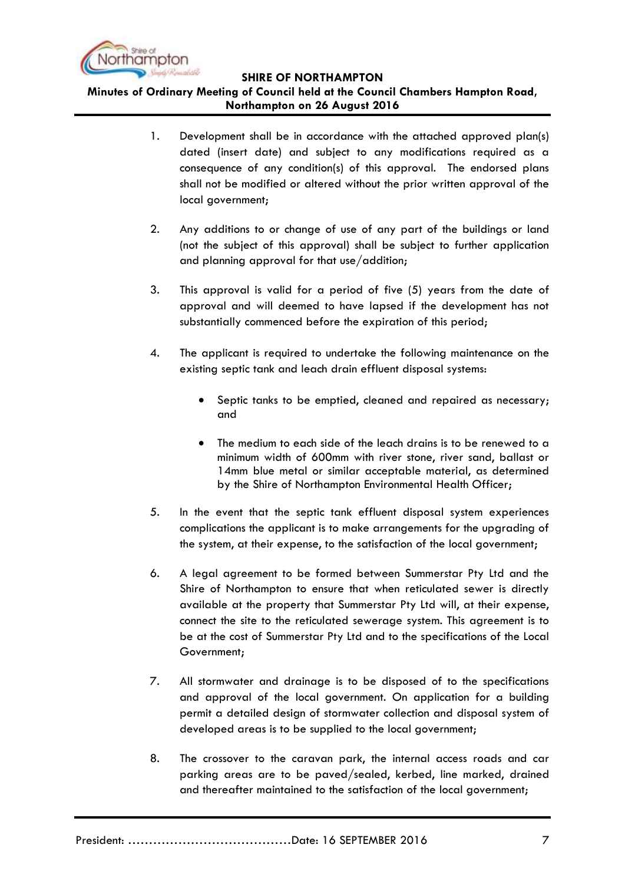1. Development shall be in accordance with the attached approved plan(s) dated (insert date) and subject to any modifications required as a consequence of any condition(s) of this approval. The endorsed plans shall not be modified or altered without the prior written approval of the local government;

2. Any additions to or change of use of any part of the buildings or land (not the subject of this approval) shall be subject to further application and planning approval for that use/addition;

3. This approval is valid for a period of five (5) years from the date of approval and will deemed to have lapsed if the development has not substantially commenced before the expiration of this period;

4. The applicant is required to undertake the following maintenance on the existing septic tank and leach drain effluent disposal systems:

   - Septic tanks to be emptied, cleaned and repaired as necessary; and

   - The medium to each side of the leach drains is to be renewed to a minimum width of 600mm with river stone, river sand, ballast or 14mm blue metal or similar acceptable material, as determined by the Shire of Northampton Environmental Health Officer;

5. In the event that the septic tank effluent disposal system experiences complications the applicant is to make arrangements for the upgrading of the system, at their expense, to the satisfaction of the local government;

6. A legal agreement to be formed between Summerstar Pty Ltd and the Shire of Northampton to ensure that when reticulated sewer is directly available at the property that Summerstar Pty Ltd will, at their expense, connect the site to the reticulated sewerage system. This agreement is to be at the cost of Summerstar Pty Ltd and to the specifications of the Local Government;

7. All stormwater and drainage is to be disposed of to the specifications and approval of the local government. On application for a building permit a detailed design of stormwater collection and disposal system of developed areas is to be supplied to the local government;

8. The crossover to the caravan park, the internal access roads and car parking areas are to be paved/sealed, kerbed, line marked, drained and thereafter maintained to the satisfaction of the local government;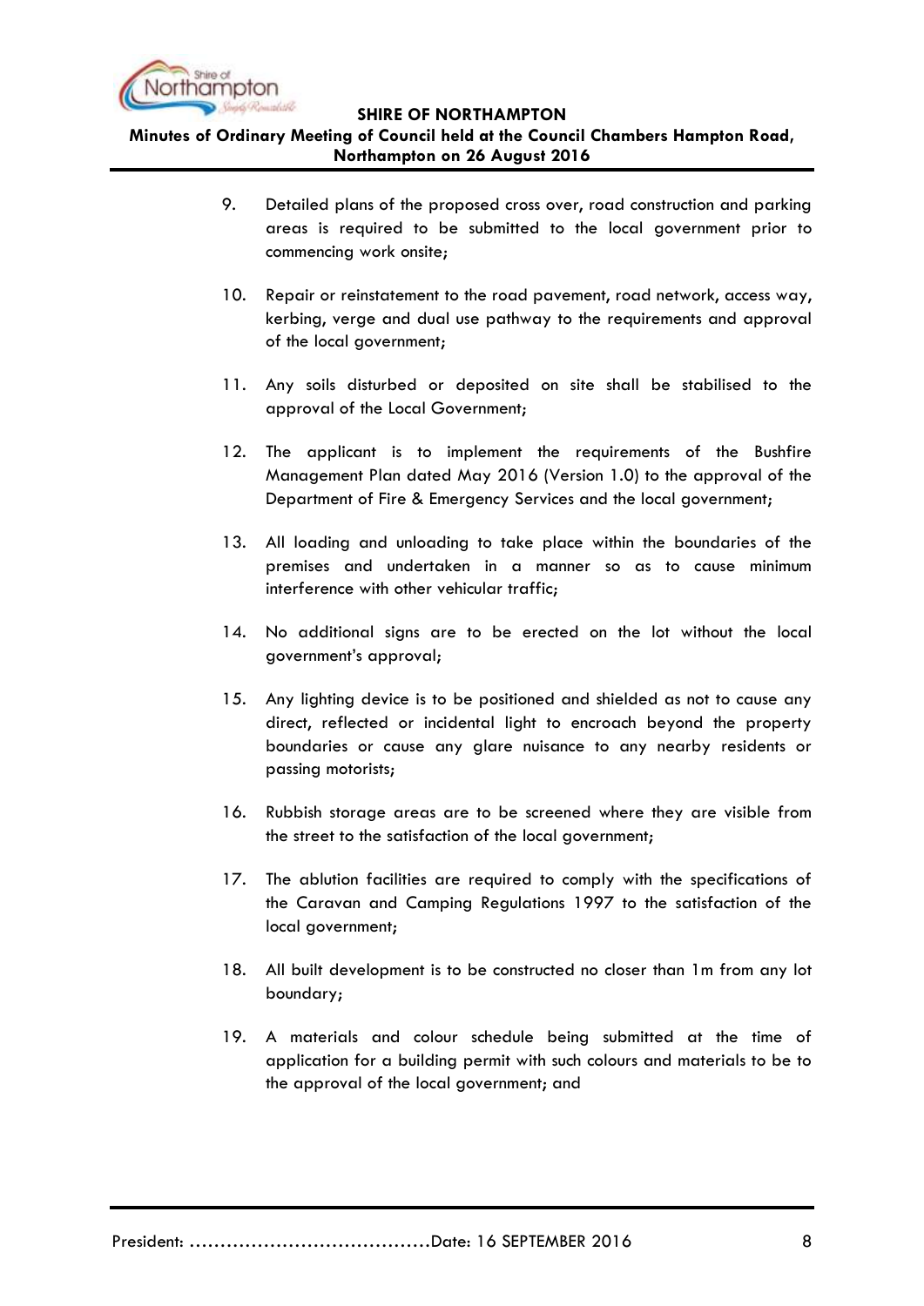9. Detailed plans of the proposed cross over, road construction and parking areas is required to be submitted to the local government prior to commencing work onsite;

10. Repair or reinstatement to the road pavement, road network, access way, kerbing, verge and dual use pathway to the requirements and approval of the local government;

11. Any soils disturbed or deposited on site shall be stabilised to the approval of the Local Government;

12. The applicant is to implement the requirements of the Bushfire Management Plan dated May 2016 (Version 1.0) to the approval of the Department of Fire & Emergency Services and the local government;

13. All loading and unloading to take place within the boundaries of the premises and undertaken in a manner so as to cause minimum interference with other vehicular traffic;

14. No additional signs are to be erected on the lot without the local government's approval;

15. Any lighting device is to be positioned and shielded as not to cause any direct, reflected or incidental light to encroach beyond the property boundaries or cause any glare nuisance to any nearby residents or passing motorists;

16. Rubbish storage areas are to be screened where they are visible from the street to the satisfaction of the local government;

17. The ablution facilities are required to comply with the specifications of the Caravan and Camping Regulations 1997 to the satisfaction of the local government;

18. All built development is to be constructed no closer than 1m from any lot boundary;

19. A materials and colour schedule being submitted at the time of application for a building permit with such colours and materials to be to the approval of the local government; and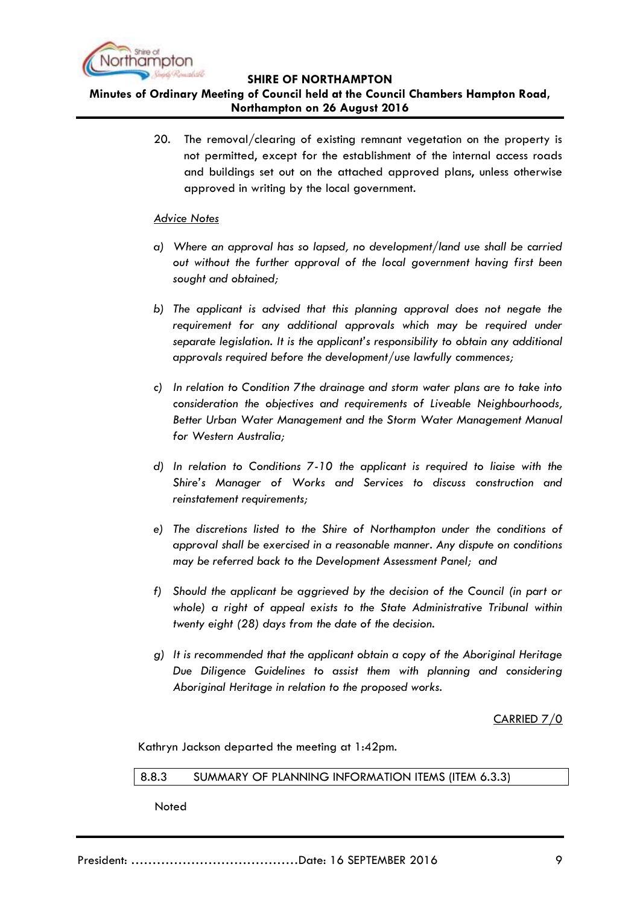20. The removal/clearing of existing remnant vegetation on the property is not permitted, except for the establishment of the internal access roads and buildings set out on the attached approved plans, unless otherwise approved in writing by the local government.

<u>*Advice Notes*</u>

*a) Where an approval has so lapsed, no development/land use shall be carried out without the further approval of the local government having first been sought and obtained;*

*b) The applicant is advised that this planning approval does not negate the requirement for any additional approvals which may be required under separate legislation. It is the applicant's responsibility to obtain any additional approvals required before the development/use lawfully commences;*

*c) In relation to Condition 7the drainage and storm water plans are to take into consideration the objectives and requirements of Liveable Neighbourhoods, Better Urban Water Management and the Storm Water Management Manual for Western Australia;*

*d) In relation to Conditions 7-10 the applicant is required to liaise with the Shire's Manager of Works and Services to discuss construction and reinstatement requirements;*

*e) The discretions listed to the Shire of Northampton under the conditions of approval shall be exercised in a reasonable manner. Any dispute on conditions may be referred back to the Development Assessment Panel; and*

*f) Should the applicant be aggrieved by the decision of the Council (in part or whole) a right of appeal exists to the State Administrative Tribunal within twenty eight (28) days from the date of the decision.*

*g) It is recommended that the applicant obtain a copy of the Aboriginal Heritage Due Diligence Guidelines to assist them with planning and considering Aboriginal Heritage in relation to the proposed works.*

<u>CARRIED 7/0</u>

Kathryn Jackson departed the meeting at 1:42pm.

### 8.8.3 SUMMARY OF PLANNING INFORMATION ITEMS (ITEM 6.3.3)

Noted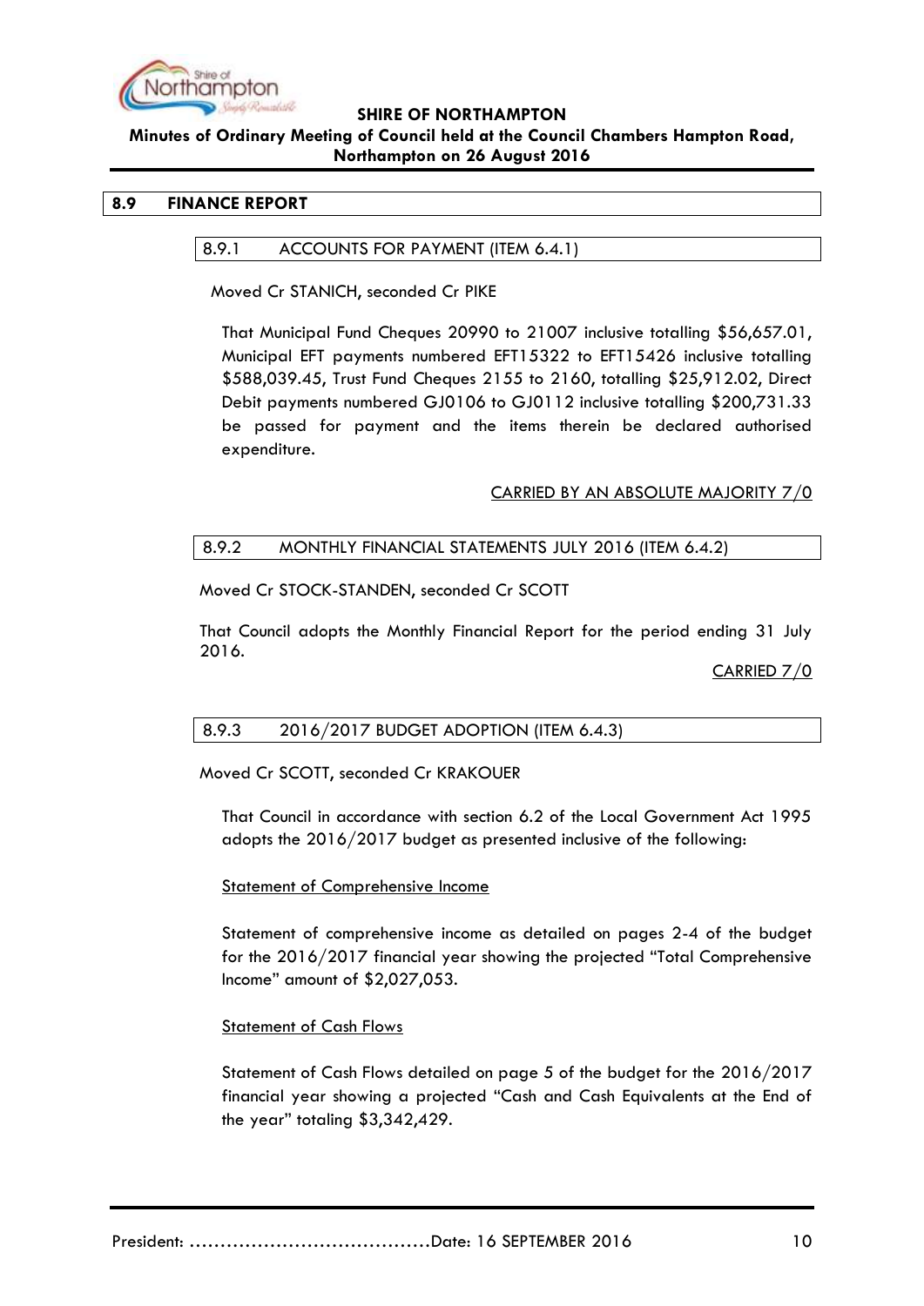## 8.9 FINANCE REPORT

### 8.9.1 ACCOUNTS FOR PAYMENT (ITEM 6.4.1)

Moved Cr STANICH, seconded Cr PIKE

That Municipal Fund Cheques 20990 to 21007 inclusive totalling $56,657.01, Municipal EFT payments numbered EFT15322 to EFT15426 inclusive totalling $588,039.45, Trust Fund Cheques 2155 to 2160, totalling $25,912.02, Direct Debit payments numbered GJ0106 to GJ0112 inclusive totalling $200,731.33 be passed for payment and the items therein be declared authorised expenditure.

CARRIED BY AN ABSOLUTE MAJORITY 7/0

### 8.9.2 MONTHLY FINANCIAL STATEMENTS JULY 2016 (ITEM 6.4.2)

Moved Cr STOCK-STANDEN, seconded Cr SCOTT

That Council adopts the Monthly Financial Report for the period ending 31 July 2016.

CARRIED 7/0

### 8.9.3 2016/2017 BUDGET ADOPTION (ITEM 6.4.3)

Moved Cr SCOTT, seconded Cr KRAKOUER

That Council in accordance with section 6.2 of the Local Government Act 1995 adopts the 2016/2017 budget as presented inclusive of the following:

Statement of Comprehensive Income

Statement of comprehensive income as detailed on pages 2-4 of the budget for the 2016/2017 financial year showing the projected "Total Comprehensive Income" amount of $2,027,053.

Statement of Cash Flows

Statement of Cash Flows detailed on page 5 of the budget for the 2016/2017 financial year showing a projected "Cash and Cash Equivalents at the End of the year" totaling $3,342,429.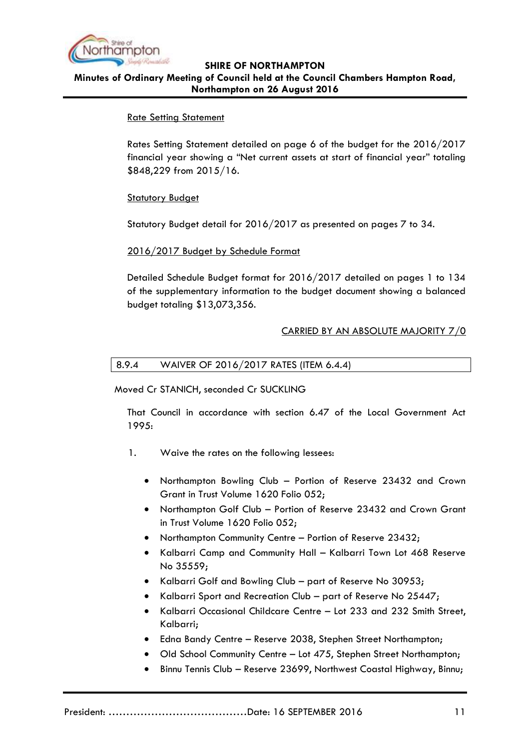Rate Setting Statement

Rates Setting Statement detailed on page 6 of the budget for the 2016/2017 financial year showing a "Net current assets at start of financial year" totaling $848,229 from 2015/16.

Statutory Budget

Statutory Budget detail for 2016/2017 as presented on pages 7 to 34.

2016/2017 Budget by Schedule Format

Detailed Schedule Budget format for 2016/2017 detailed on pages 1 to 134 of the supplementary information to the budget document showing a balanced budget totaling $13,073,356.

CARRIED BY AN ABSOLUTE MAJORITY 7/0

### 8.9.4 WAIVER OF 2016/2017 RATES (ITEM 6.4.4)

Moved Cr STANICH, seconded Cr SUCKLING

That Council in accordance with section 6.47 of the Local Government Act 1995:

1. Waive the rates on the following lessees:

    - Northampton Bowling Club – Portion of Reserve 23432 and Crown Grant in Trust Volume 1620 Folio 052;
    - Northampton Golf Club – Portion of Reserve 23432 and Crown Grant in Trust Volume 1620 Folio 052;
    - Northampton Community Centre – Portion of Reserve 23432;
    - Kalbarri Camp and Community Hall – Kalbarri Town Lot 468 Reserve No 35559;
    - Kalbarri Golf and Bowling Club – part of Reserve No 30953;
    - Kalbarri Sport and Recreation Club – part of Reserve No 25447;
    - Kalbarri Occasional Childcare Centre – Lot 233 and 232 Smith Street, Kalbarri;
    - Edna Bandy Centre – Reserve 2038, Stephen Street Northampton;
    - Old School Community Centre – Lot 475, Stephen Street Northampton;
    - Binnu Tennis Club – Reserve 23699, Northwest Coastal Highway, Binnu;

President: ......................................Date: 16 SEPTEMBER 2016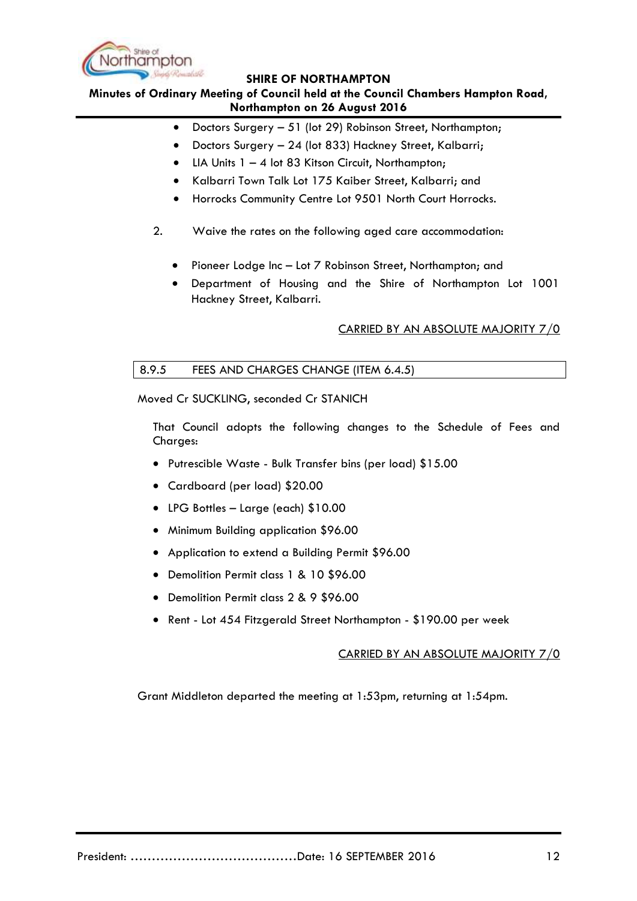- Doctors Surgery – 51 (lot 29) Robinson Street, Northampton;
- Doctors Surgery – 24 (lot 833) Hackney Street, Kalbarri;
- LIA Units 1 – 4 lot 83 Kitson Circuit, Northampton;
- Kalbarri Town Talk Lot 175 Kaiber Street, Kalbarri; and
- Horrocks Community Centre Lot 9501 North Court Horrocks.

2. Waive the rates on the following aged care accommodation:

- Pioneer Lodge Inc – Lot 7 Robinson Street, Northampton; and
- Department of Housing and the Shire of Northampton Lot 1001 Hackney Street, Kalbarri.

CARRIED BY AN ABSOLUTE MAJORITY 7/0

## 8.9.5 FEES AND CHARGES CHANGE (ITEM 6.4.5)

Moved Cr SUCKLING, seconded Cr STANICH

That Council adopts the following changes to the Schedule of Fees and Charges:

- Putrescible Waste - Bulk Transfer bins (per load) $15.00
- Cardboard (per load) $20.00
- LPG Bottles – Large (each) $10.00
- Minimum Building application $96.00
- Application to extend a Building Permit $96.00
- Demolition Permit class 1 & 10 $96.00
- Demolition Permit class 2 & 9 $96.00
- Rent - Lot 454 Fitzgerald Street Northampton - $190.00 per week

CARRIED BY AN ABSOLUTE MAJORITY 7/0

Grant Middleton departed the meeting at 1:53pm, returning at 1:54pm.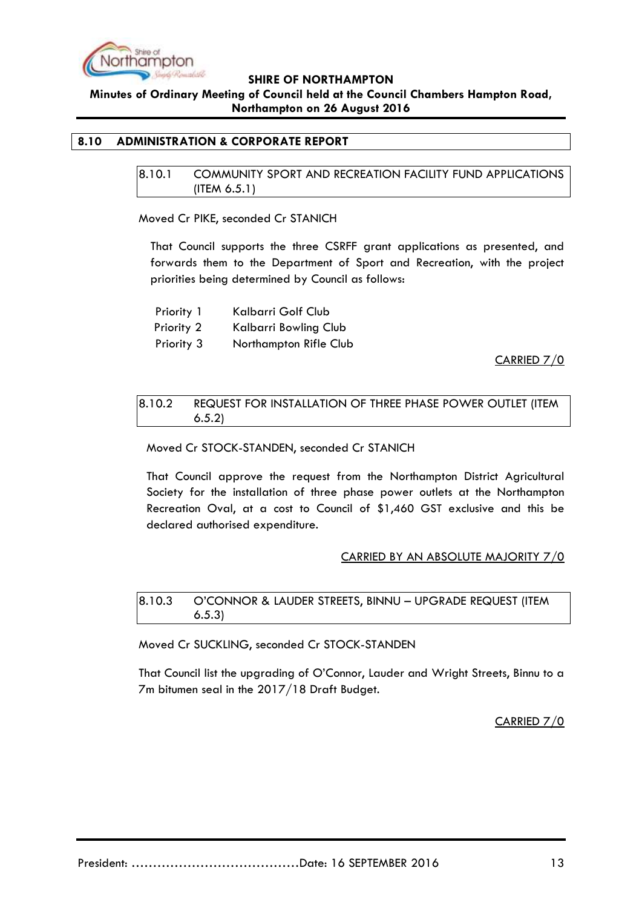## 8.10 ADMINISTRATION & CORPORATE REPORT

### 8.10.1 COMMUNITY SPORT AND RECREATION FACILITY FUND APPLICATIONS (ITEM 6.5.1)

Moved Cr PIKE, seconded Cr STANICH

That Council supports the three CSRFF grant applications as presented, and forwards them to the Department of Sport and Recreation, with the project priorities being determined by Council as follows:

| | |
|---|---|
| Priority 1 | Kalbarri Golf Club |
| Priority 2 | Kalbarri Bowling Club |
| Priority 3 | Northampton Rifle Club |

<u>CARRIED 7/0</u>

### 8.10.2 REQUEST FOR INSTALLATION OF THREE PHASE POWER OUTLET (ITEM 6.5.2)

Moved Cr STOCK-STANDEN, seconded Cr STANICH

That Council approve the request from the Northampton District Agricultural Society for the installation of three phase power outlets at the Northampton Recreation Oval, at a cost to Council of $1,460 GST exclusive and this be declared authorised expenditure.

<u>CARRIED BY AN ABSOLUTE MAJORITY 7/0</u>

### 8.10.3 O'CONNOR & LAUDER STREETS, BINNU – UPGRADE REQUEST (ITEM 6.5.3)

Moved Cr SUCKLING, seconded Cr STOCK-STANDEN

That Council list the upgrading of O'Connor, Lauder and Wright Streets, Binnu to a 7m bitumen seal in the 2017/18 Draft Budget.

<u>CARRIED 7/0</u>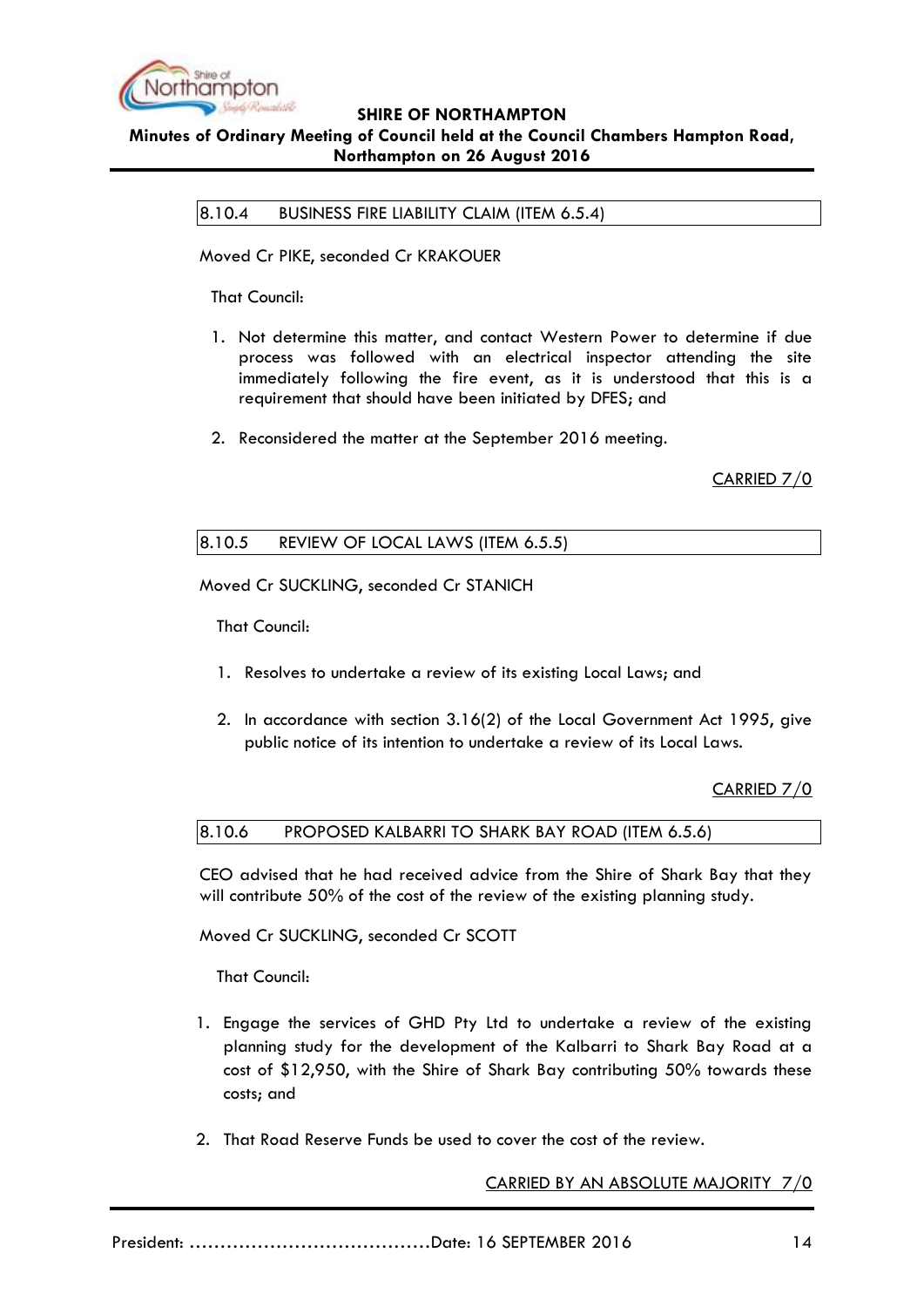## 8.10.4 BUSINESS FIRE LIABILITY CLAIM (ITEM 6.5.4)

Moved Cr PIKE, seconded Cr KRAKOUER

That Council:

1. Not determine this matter, and contact Western Power to determine if due process was followed with an electrical inspector attending the site immediately following the fire event, as it is understood that this is a requirement that should have been initiated by DFES; and

2. Reconsidered the matter at the September 2016 meeting.

CARRIED 7/0

## 8.10.5 REVIEW OF LOCAL LAWS (ITEM 6.5.5)

Moved Cr SUCKLING, seconded Cr STANICH

That Council:

1. Resolves to undertake a review of its existing Local Laws; and

2. In accordance with section 3.16(2) of the Local Government Act 1995, give public notice of its intention to undertake a review of its Local Laws.

CARRIED 7/0

## 8.10.6 PROPOSED KALBARRI TO SHARK BAY ROAD (ITEM 6.5.6)

CEO advised that he had received advice from the Shire of Shark Bay that they will contribute 50% of the cost of the review of the existing planning study.

Moved Cr SUCKLING, seconded Cr SCOTT

That Council:

1. Engage the services of GHD Pty Ltd to undertake a review of the existing planning study for the development of the Kalbarri to Shark Bay Road at a cost of $12,950, with the Shire of Shark Bay contributing 50% towards these costs; and

2. That Road Reserve Funds be used to cover the cost of the review.

CARRIED BY AN ABSOLUTE MAJORITY 7/0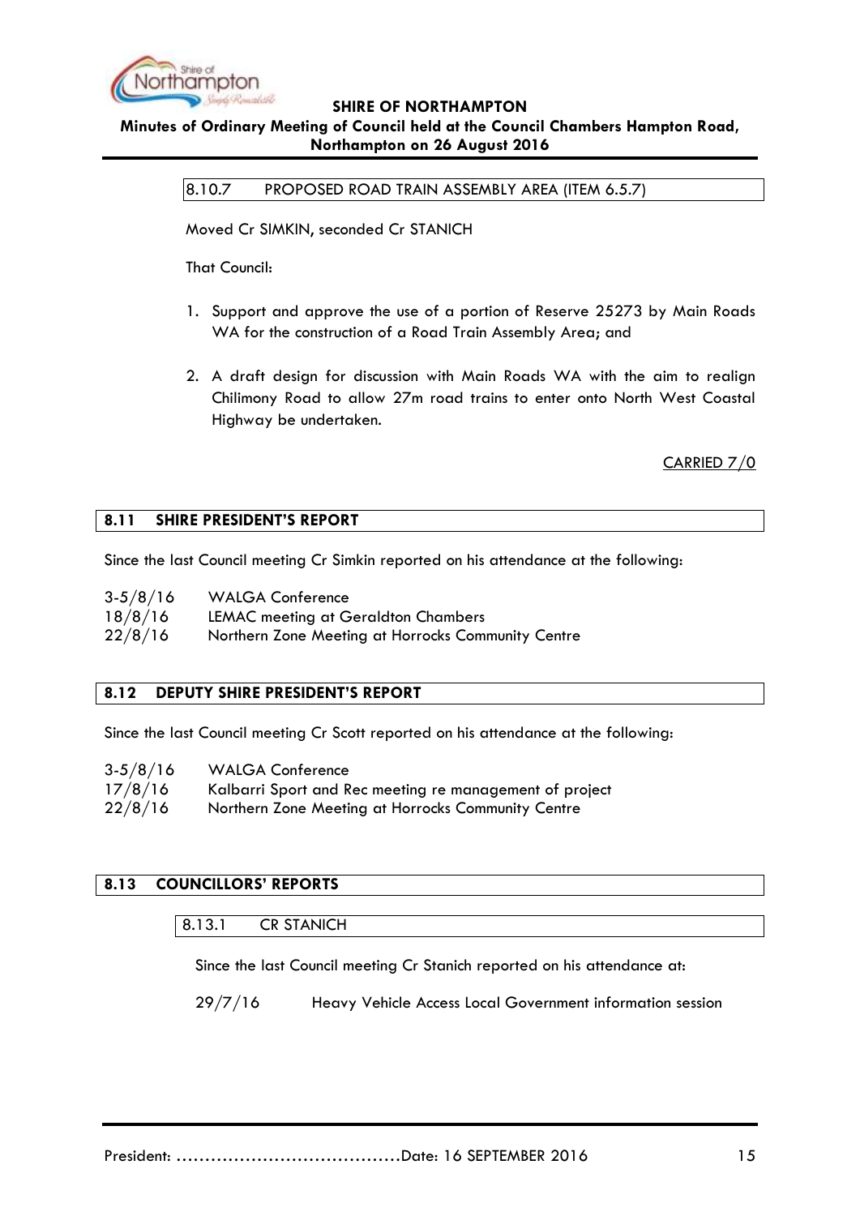### 8.10.7 PROPOSED ROAD TRAIN ASSEMBLY AREA (ITEM 6.5.7)

Moved Cr SIMKIN, seconded Cr STANICH

That Council:

1. Support and approve the use of a portion of Reserve 25273 by Main Roads WA for the construction of a Road Train Assembly Area; and

2. A draft design for discussion with Main Roads WA with the aim to realign Chilimony Road to allow 27m road trains to enter onto North West Coastal Highway be undertaken.

CARRIED 7/0

## 8.11 SHIRE PRESIDENT'S REPORT

Since the last Council meeting Cr Simkin reported on his attendance at the following:

3-5/8/16 WALGA Conference
18/8/16 LEMAC meeting at Geraldton Chambers
22/8/16 Northern Zone Meeting at Horrocks Community Centre

## 8.12 DEPUTY SHIRE PRESIDENT'S REPORT

Since the last Council meeting Cr Scott reported on his attendance at the following:

3-5/8/16 WALGA Conference
17/8/16 Kalbarri Sport and Rec meeting re management of project
22/8/16 Northern Zone Meeting at Horrocks Community Centre

## 8.13 COUNCILLORS' REPORTS

### 8.13.1 CR STANICH

Since the last Council meeting Cr Stanich reported on his attendance at:

29/7/16 Heavy Vehicle Access Local Government information session

President: .......................................Date: 16 SEPTEMBER 2016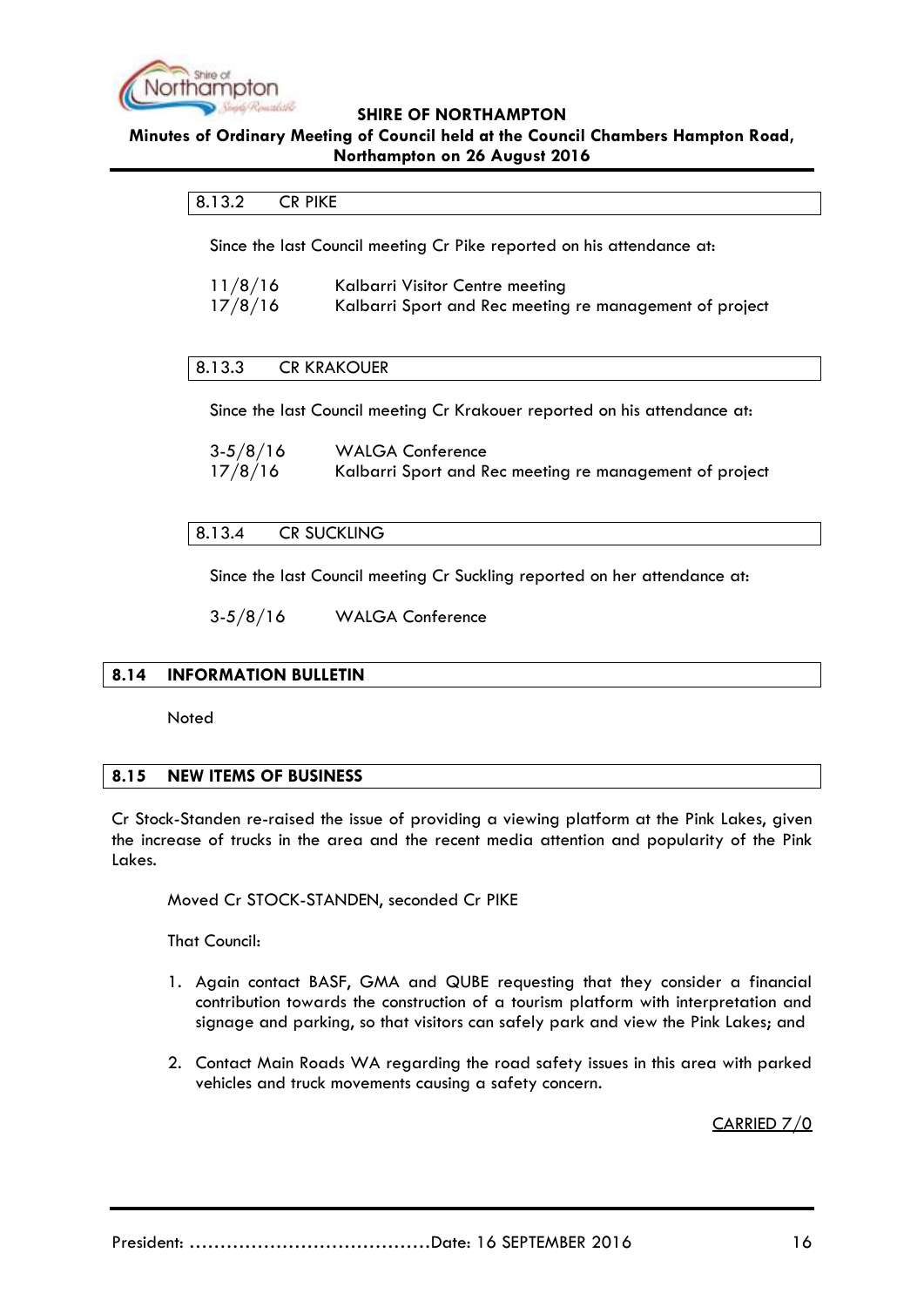### 8.13.2 CR PIKE

Since the last Council meeting Cr Pike reported on his attendance at:

| | |
|---|---|
| 11/8/16 | Kalbarri Visitor Centre meeting |
| 17/8/16 | Kalbarri Sport and Rec meeting re management of project |

### 8.13.3 CR KRAKOUER

Since the last Council meeting Cr Krakouer reported on his attendance at:

| | |
|---|---|
| 3-5/8/16 | WALGA Conference |
| 17/8/16 | Kalbarri Sport and Rec meeting re management of project |

### 8.13.4 CR SUCKLING

Since the last Council meeting Cr Suckling reported on her attendance at:

| | |
|---|---|
| 3-5/8/16 | WALGA Conference |

## 8.14 INFORMATION BULLETIN

Noted

## 8.15 NEW ITEMS OF BUSINESS

Cr Stock-Standen re-raised the issue of providing a viewing platform at the Pink Lakes, given the increase of trucks in the area and the recent media attention and popularity of the Pink Lakes.

Moved Cr STOCK-STANDEN, seconded Cr PIKE

That Council:

1. Again contact BASF, GMA and QUBE requesting that they consider a financial contribution towards the construction of a tourism platform with interpretation and signage and parking, so that visitors can safely park and view the Pink Lakes; and

2. Contact Main Roads WA regarding the road safety issues in this area with parked vehicles and truck movements causing a safety concern.

CARRIED 7/0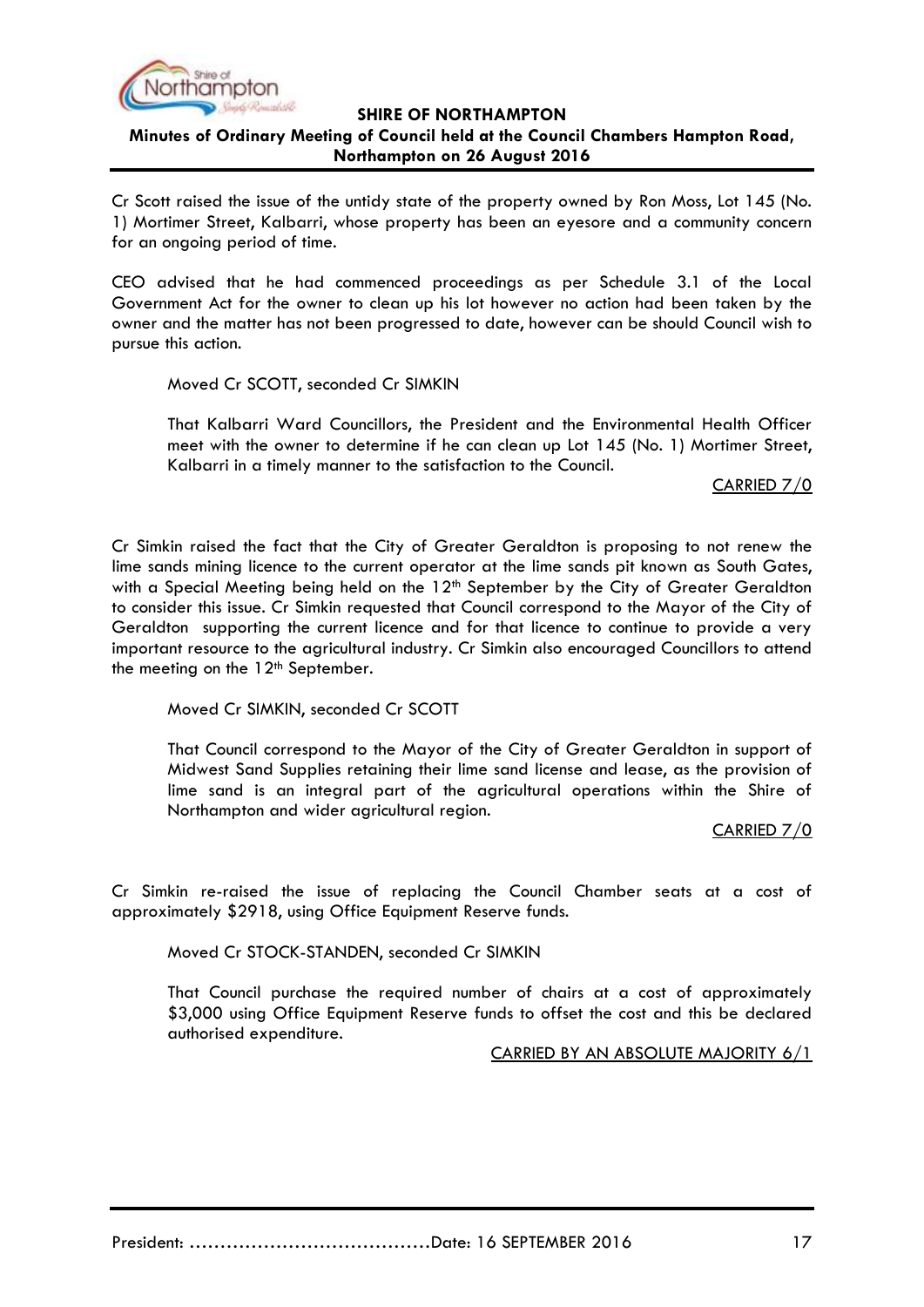Cr Scott raised the issue of the untidy state of the property owned by Ron Moss, Lot 145 (No. 1) Mortimer Street, Kalbarri, whose property has been an eyesore and a community concern for an ongoing period of time.

CEO advised that he had commenced proceedings as per Schedule 3.1 of the Local Government Act for the owner to clean up his lot however no action had been taken by the owner and the matter has not been progressed to date, however can be should Council wish to pursue this action.

> Moved Cr SCOTT, seconded Cr SIMKIN
>
> That Kalbarri Ward Councillors, the President and the Environmental Health Officer meet with the owner to determine if he can clean up Lot 145 (No. 1) Mortimer Street, Kalbarri in a timely manner to the satisfaction to the Council.
>
> CARRIED 7/0

Cr Simkin raised the fact that the City of Greater Geraldton is proposing to not renew the lime sands mining licence to the current operator at the lime sands pit known as South Gates, with a Special Meeting being held on the 12th September by the City of Greater Geraldton to consider this issue. Cr Simkin requested that Council correspond to the Mayor of the City of Geraldton supporting the current licence and for that licence to continue to provide a very important resource to the agricultural industry. Cr Simkin also encouraged Councillors to attend the meeting on the 12th September.

> Moved Cr SIMKIN, seconded Cr SCOTT
>
> That Council correspond to the Mayor of the City of Greater Geraldton in support of Midwest Sand Supplies retaining their lime sand license and lease, as the provision of lime sand is an integral part of the agricultural operations within the Shire of Northampton and wider agricultural region.
>
> CARRIED 7/0

Cr Simkin re-raised the issue of replacing the Council Chamber seats at a cost of approximately $2918, using Office Equipment Reserve funds.

> Moved Cr STOCK-STANDEN, seconded Cr SIMKIN
>
> That Council purchase the required number of chairs at a cost of approximately $3,000 using Office Equipment Reserve funds to offset the cost and this be declared authorised expenditure.
>
> CARRIED BY AN ABSOLUTE MAJORITY 6/1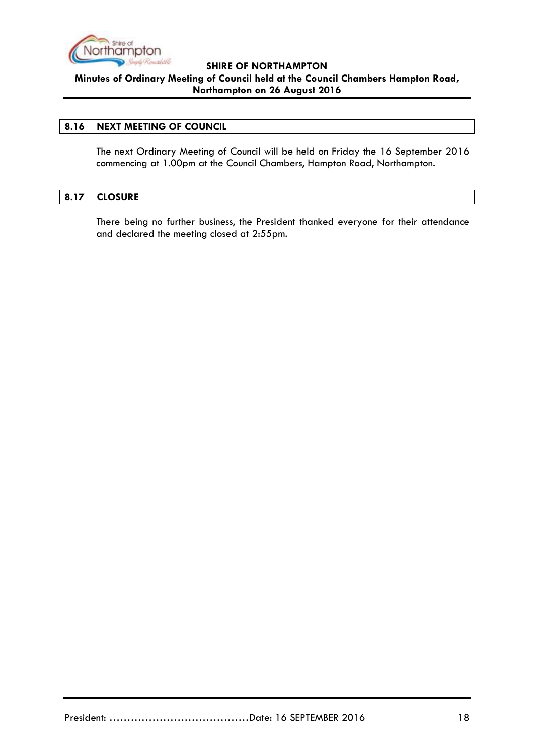## 8.16 NEXT MEETING OF COUNCIL

The next Ordinary Meeting of Council will be held on Friday the 16 September 2016 commencing at 1.00pm at the Council Chambers, Hampton Road, Northampton.

## 8.17 CLOSURE

There being no further business, the President thanked everyone for their attendance and declared the meeting closed at 2:55pm.

President: ……………………………………Date: 16 SEPTEMBER 2016